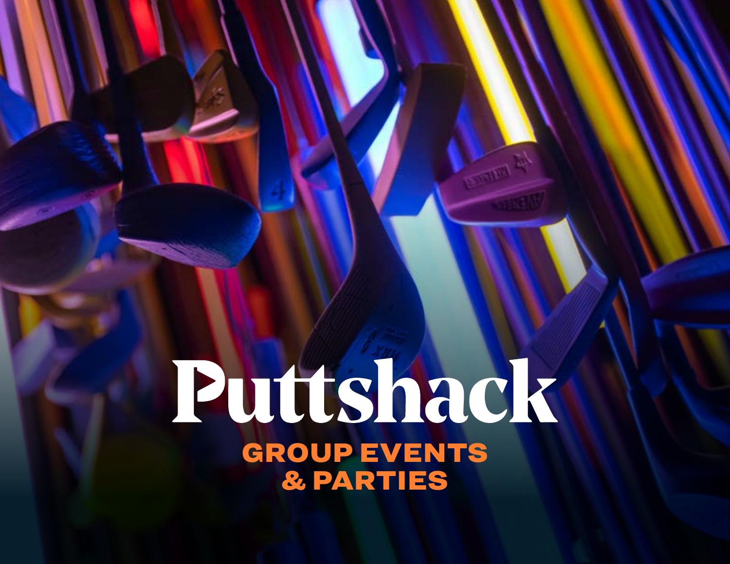# Puttshack

## GROUP EVENTS & PARTIES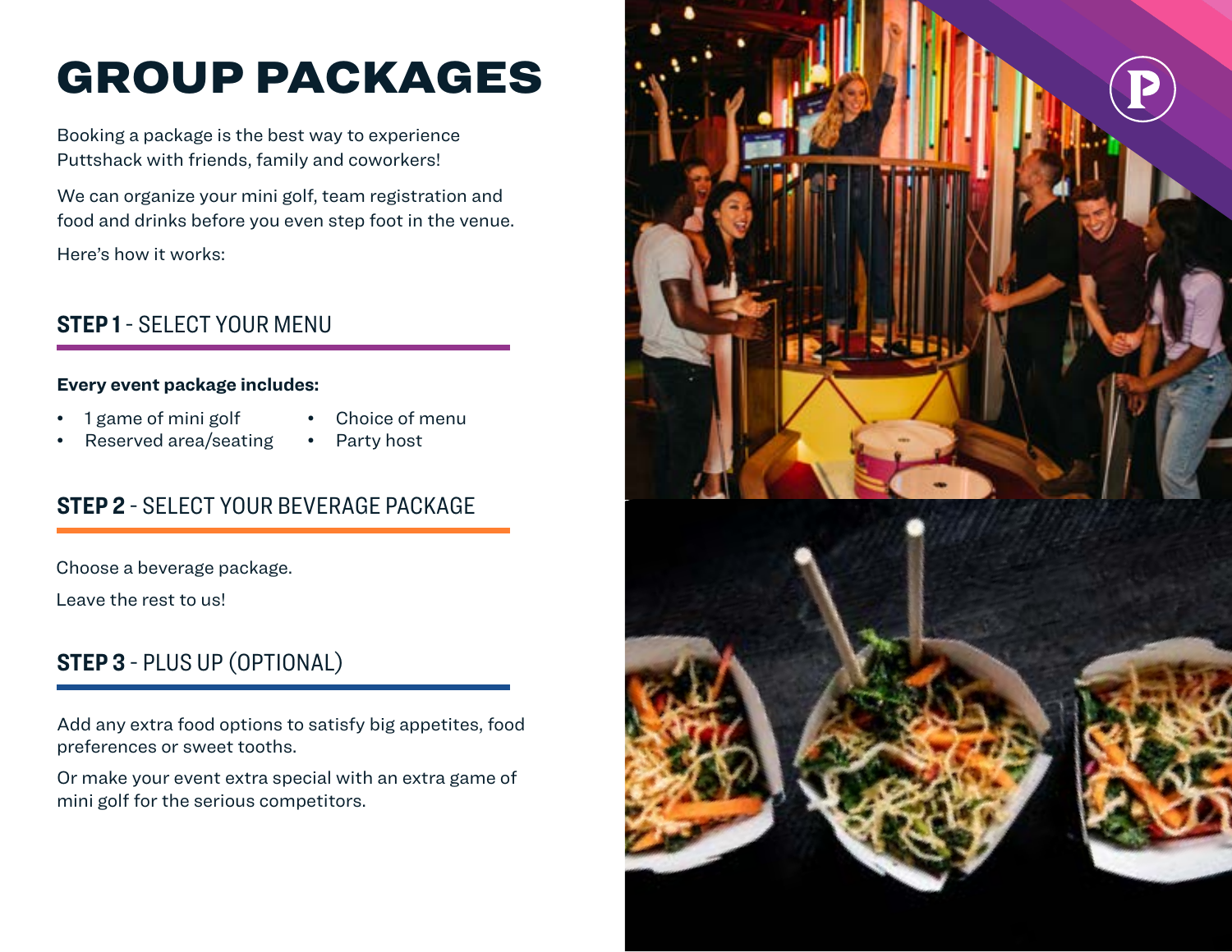# GROUP PACKAGES

Booking a package is the best way to experience Puttshack with friends, family and coworkers!

We can organize your mini golf, team registration and food and drinks before you even step foot in the venue.

Here's how it works:

## STEP 1 - SELECT YOUR MENU

**Every event package includes:**

- 1 game of mini golf
- Reserved area/seating
- Choice of menu
- Party host

## STEP 2 - SELECT YOUR BEVERAGE PACKAGE

Choose a beverage package.

Leave the rest to us!

## STEP 3 - PLUS UP (OPTIONAL)

Add any extra food options to satisfy big appetites, food preferences or sweet tooths.

Or make your event extra special with an extra game of mini golf for the serious competitors.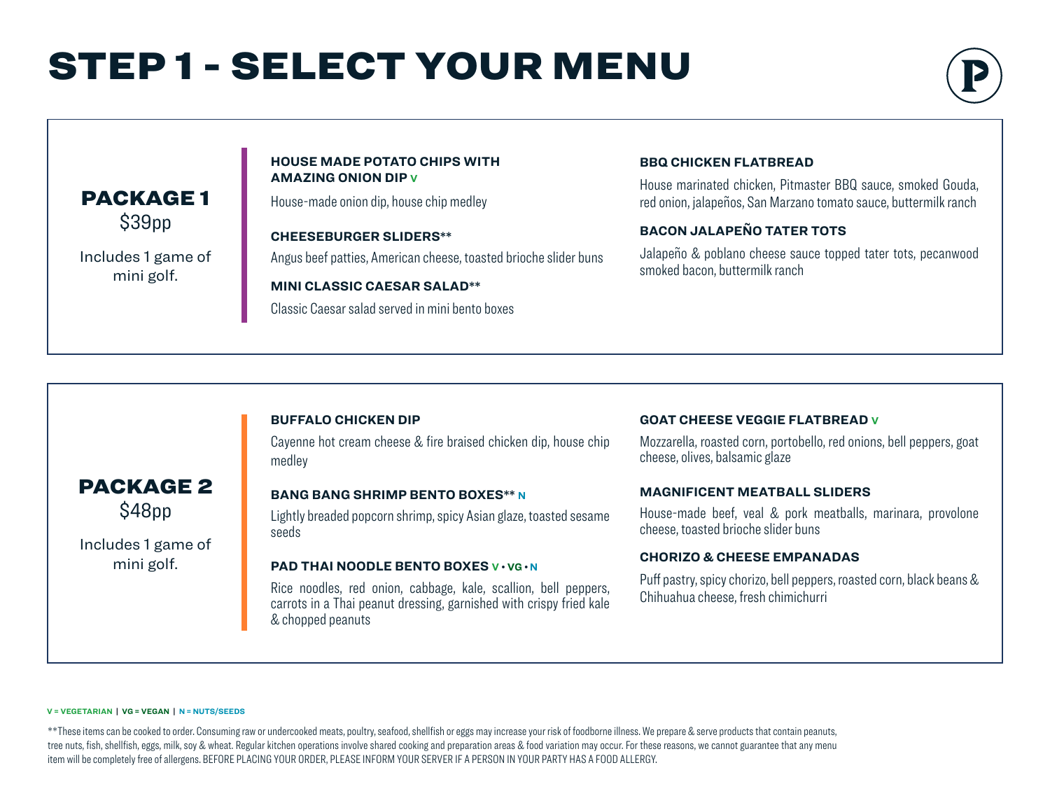# STEP 1 - SELECT YOUR MENU

## PACKAGE 1

$39pp

Includes 1 game of mini golf.

**HOUSE MADE POTATO CHIPS WITH AMAZING ONION DIP** V

House-made onion dip, house chip medley

**CHEESEBURGER SLIDERS****

Angus beef patties, American cheese, toasted brioche slider buns

**MINI CLASSIC CAESAR SALAD****

Classic Caesar salad served in mini bento boxes

**BBQ CHICKEN FLATBREAD**

House marinated chicken, Pitmaster BBQ sauce, smoked Gouda, red onion, jalapeños, San Marzano tomato sauce, buttermilk ranch

**BACON JALAPEÑO TATER TOTS**

Jalapeño & poblano cheese sauce topped tater tots, pecanwood smoked bacon, buttermilk ranch

## PACKAGE 2

$48pp

Includes 1 game of mini golf.

**BUFFALO CHICKEN DIP**

Cayenne hot cream cheese & fire braised chicken dip, house chip medley

**BANG BANG SHRIMP BENTO BOXES**** N

Lightly breaded popcorn shrimp, spicy Asian glaze, toasted sesame seeds

**PAD THAI NOODLE BENTO BOXES** V • VG • N

Rice noodles, red onion, cabbage, kale, scallion, bell peppers, carrots in a Thai peanut dressing, garnished with crispy fried kale & chopped peanuts

**GOAT CHEESE VEGGIE FLATBREAD** V

Mozzarella, roasted corn, portobello, red onions, bell peppers, goat cheese, olives, balsamic glaze

**MAGNIFICENT MEATBALL SLIDERS**

House-made beef, veal & pork meatballs, marinara, provolone cheese, toasted brioche slider buns

**CHORIZO & CHEESE EMPANADAS**

Puff pastry, spicy chorizo, bell peppers, roasted corn, black beans & Chihuahua cheese, fresh chimichurri

V = VEGETARIAN | VG = VEGAN | N = NUTS/SEEDS

**These items can be cooked to order. Consuming raw or undercooked meats, poultry, seafood, shellfish or eggs may increase your risk of foodborne illness. We prepare & serve products that contain peanuts, tree nuts, fish, shellfish, eggs, milk, soy & wheat. Regular kitchen operations involve shared cooking and preparation areas & food variation may occur. For these reasons, we cannot guarantee that any menu item will be completely free of allergens. BEFORE PLACING YOUR ORDER, PLEASE INFORM YOUR SERVER IF A PERSON IN YOUR PARTY HAS A FOOD ALLERGY.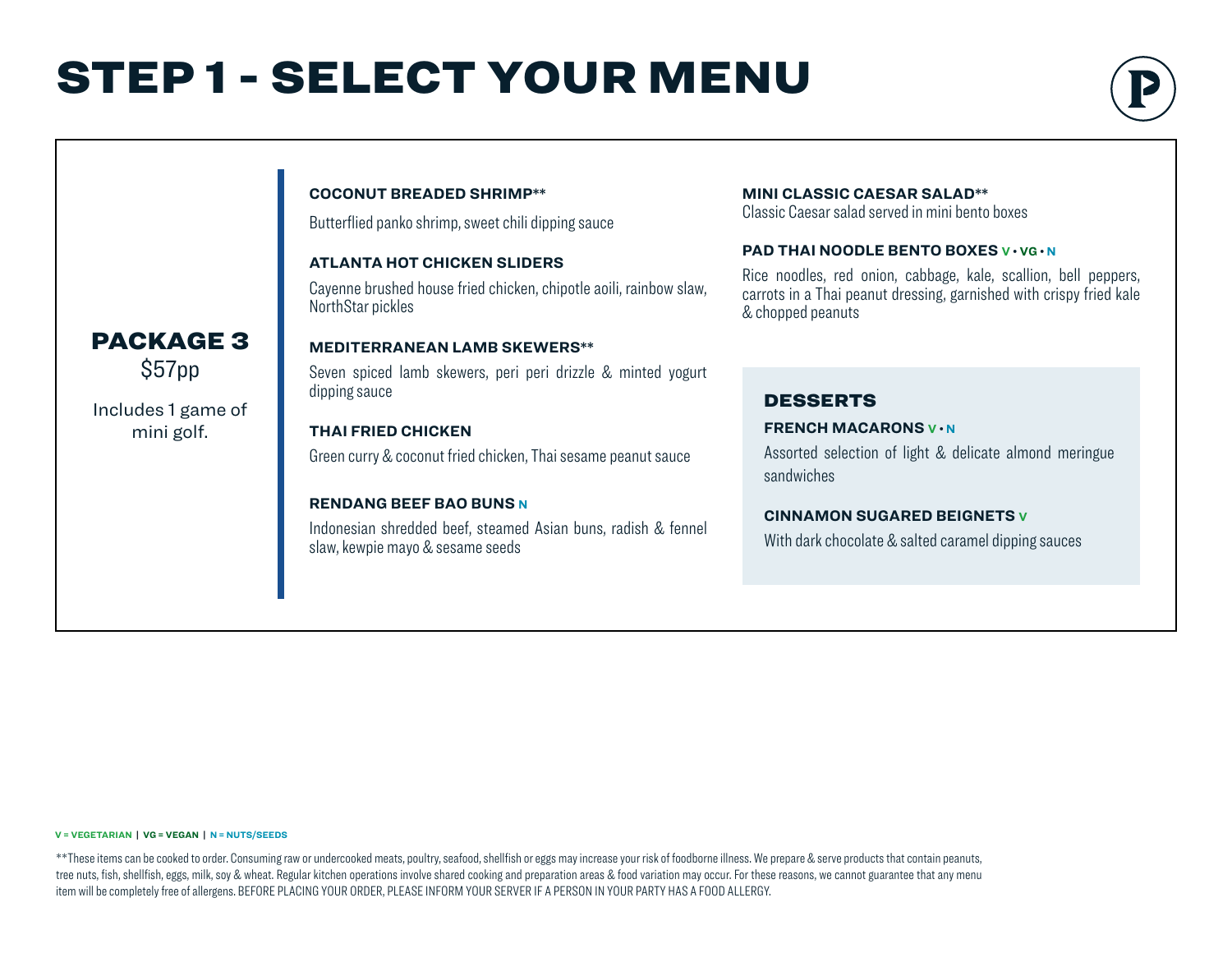# STEP 1 - SELECT YOUR MENU

## PACKAGE 3

$57pp

Includes 1 game of mini golf.

**COCONUT BREADED SHRIMP****

Butterflied panko shrimp, sweet chili dipping sauce

**ATLANTA HOT CHICKEN SLIDERS**

Cayenne brushed house fried chicken, chipotle aoili, rainbow slaw, NorthStar pickles

**MEDITERRANEAN LAMB SKEWERS****

Seven spiced lamb skewers, peri peri drizzle & minted yogurt dipping sauce

**THAI FRIED CHICKEN**

Green curry & coconut fried chicken, Thai sesame peanut sauce

**RENDANG BEEF BAO BUNS** N

Indonesian shredded beef, steamed Asian buns, radish & fennel slaw, kewpie mayo & sesame seeds

**MINI CLASSIC CAESAR SALAD****

Classic Caesar salad served in mini bento boxes

**PAD THAI NOODLE BENTO BOXES** V • VG • N

Rice noodles, red onion, cabbage, kale, scallion, bell peppers, carrots in a Thai peanut dressing, garnished with crispy fried kale & chopped peanuts

### DESSERTS

**FRENCH MACARONS** V • N

Assorted selection of light & delicate almond meringue sandwiches

**CINNAMON SUGARED BEIGNETS** V

With dark chocolate & salted caramel dipping sauces

V = VEGETARIAN | VG = VEGAN | N = NUTS/SEEDS

**These items can be cooked to order. Consuming raw or undercooked meats, poultry, seafood, shellfish or eggs may increase your risk of foodborne illness. We prepare & serve products that contain peanuts, tree nuts, fish, shellfish, eggs, milk, soy & wheat. Regular kitchen operations involve shared cooking and preparation areas & food variation may occur. For these reasons, we cannot guarantee that any menu item will be completely free of allergens. BEFORE PLACING YOUR ORDER, PLEASE INFORM YOUR SERVER IF A PERSON IN YOUR PARTY HAS A FOOD ALLERGY.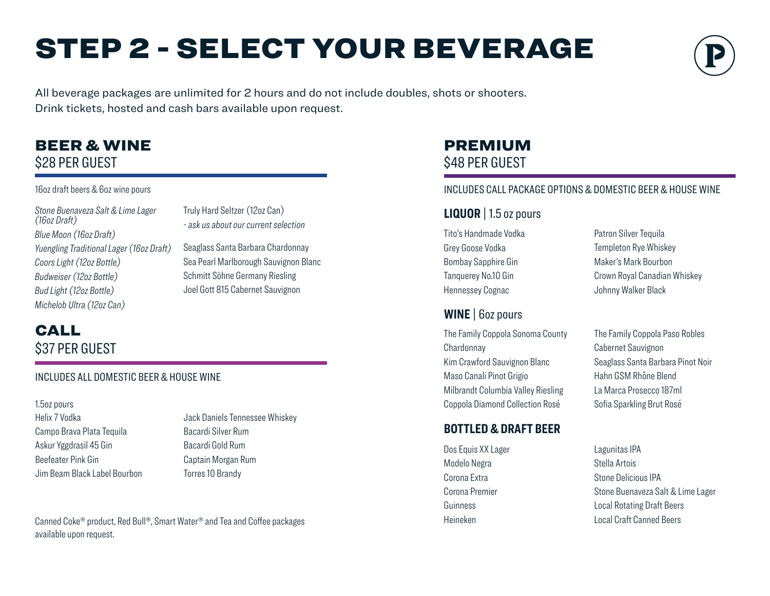# STEP 2 - SELECT YOUR BEVERAGE

All beverage packages are unlimited for 2 hours and do not include doubles, shots or shooters.
Drink tickets, hosted and cash bars available upon request.

## BEER & WINE
$28 PER GUEST

16oz draft beers & 6oz wine pours

*Stone Buenaveza Salt & Lime Lager (16oz Draft)*
*Blue Moon (16oz Draft)*
*Yuengling Traditional Lager (16oz Draft)*
*Coors Light (12oz Bottle)*
*Budweiser (12oz Bottle)*
*Bud Light (12oz Bottle)*
*Michelob Ultra (12oz Can)*

Truly Hard Seltzer (12oz Can)
*- ask us about our current selection*

Seaglass Santa Barbara Chardonnay
Sea Pearl Marlborough Sauvignon Blanc
Schmitt Söhne Germany Riesling
Joel Gott 815 Cabernet Sauvignon

## CALL
$37 PER GUEST

INCLUDES ALL DOMESTIC BEER & HOUSE WINE

1.5oz pours
Helix 7 Vodka
Campo Brava Plata Tequila
Askur Yggdrasil 45 Gin
Beefeater Pink Gin
Jim Beam Black Label Bourbon
Jack Daniels Tennessee Whiskey
Bacardi Silver Rum
Bacardi Gold Rum
Captain Morgan Rum
Torres 10 Brandy

Canned Coke® product, Red Bull®, Smart Water® and Tea and Coffee packages available upon request.

## PREMIUM
$48 PER GUEST

INCLUDES CALL PACKAGE OPTIONS & DOMESTIC BEER & HOUSE WINE

### LIQUOR | 1.5 oz pours

Tito's Handmade Vodka
Grey Goose Vodka
Bombay Sapphire Gin
Tanquerey No.10 Gin
Hennessey Cognac
Patron Silver Tequila
Templeton Rye Whiskey
Maker's Mark Bourbon
Crown Royal Canadian Whiskey
Johnny Walker Black

### WINE | 6oz pours

The Family Coppola Sonoma County Chardonnay
Kim Crawford Sauvignon Blanc
Maso Canali Pinot Grigio
Milbrandt Columbia Valley Riesling
Coppola Diamond Collection Rosé
The Family Coppola Paso Robles Cabernet Sauvignon
Seaglass Santa Barbara Pinot Noir
Hahn GSM Rhône Blend
La Marca Prosecco 187ml
Sofia Sparkling Brut Rosé

### BOTTLED & DRAFT BEER

Dos Equis XX Lager
Modelo Negra
Corona Extra
Corona Premier
Guinness
Heineken
Lagunitas IPA
Stella Artois
Stone Delicious IPA
Stone Buenaveza Salt & Lime Lager
Local Rotating Draft Beers
Local Craft Canned Beers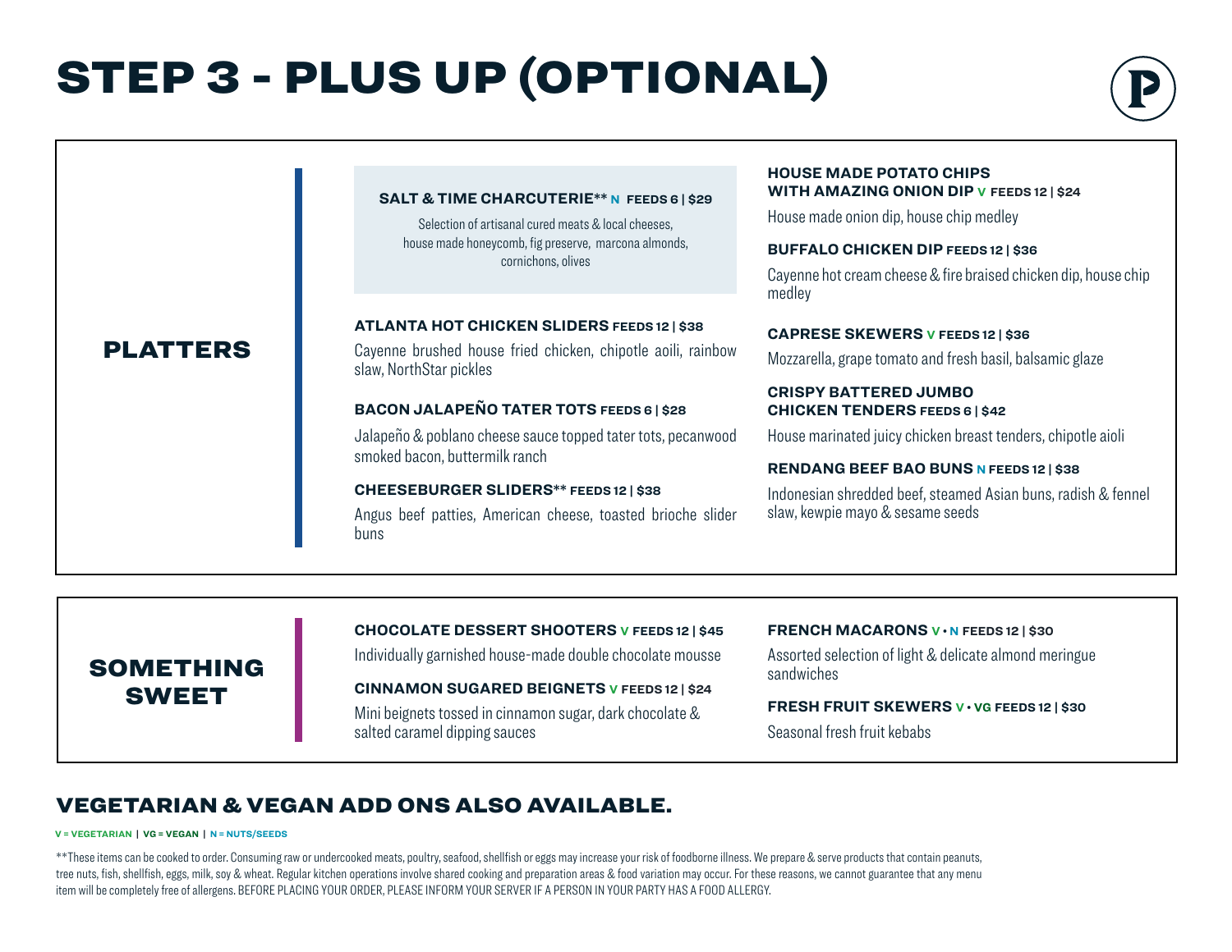# STEP 3 - PLUS UP (OPTIONAL)

## PLATTERS

**SALT & TIME CHARCUTERIE\*\* N FEEDS 6 | $29**

Selection of artisanal cured meats & local cheeses, house made honeycomb, fig preserve, marcona almonds, cornichons, olives

**ATLANTA HOT CHICKEN SLIDERS FEEDS 12 | $38**

Cayenne brushed house fried chicken, chipotle aoili, rainbow slaw, NorthStar pickles

**BACON JALAPEÑO TATER TOTS FEEDS 6 | $28**

Jalapeño & poblano cheese sauce topped tater tots, pecanwood smoked bacon, buttermilk ranch

**CHEESEBURGER SLIDERS\*\* FEEDS 12 | $38**

Angus beef patties, American cheese, toasted brioche slider buns

**HOUSE MADE POTATO CHIPS WITH AMAZING ONION DIP V FEEDS 12 | $24**

House made onion dip, house chip medley

**BUFFALO CHICKEN DIP FEEDS 12 | $36**

Cayenne hot cream cheese & fire braised chicken dip, house chip medley

**CAPRESE SKEWERS V FEEDS 12 | $36**

Mozzarella, grape tomato and fresh basil, balsamic glaze

**CRISPY BATTERED JUMBO CHICKEN TENDERS FEEDS 6 | $42**

House marinated juicy chicken breast tenders, chipotle aioli

**RENDANG BEEF BAO BUNS N FEEDS 12 | $38**

Indonesian shredded beef, steamed Asian buns, radish & fennel slaw, kewpie mayo & sesame seeds

## SOMETHING SWEET

**CHOCOLATE DESSERT SHOOTERS V FEEDS 12 | $45**

Individually garnished house-made double chocolate mousse

**CINNAMON SUGARED BEIGNETS V FEEDS 12 | $24**

Mini beignets tossed in cinnamon sugar, dark chocolate & salted caramel dipping sauces

**FRENCH MACARONS V • N FEEDS 12 | $30**

Assorted selection of light & delicate almond meringue sandwiches

**FRESH FRUIT SKEWERS V • VG FEEDS 12 | $30**

Seasonal fresh fruit kebabs

## VEGETARIAN & VEGAN ADD ONS ALSO AVAILABLE.

V = VEGETARIAN | VG = VEGAN | N = NUTS/SEEDS

\*\*These items can be cooked to order. Consuming raw or undercooked meats, poultry, seafood, shellfish or eggs may increase your risk of foodborne illness. We prepare & serve products that contain peanuts, tree nuts, fish, shellfish, eggs, milk, soy & wheat. Regular kitchen operations involve shared cooking and preparation areas & food variation may occur. For these reasons, we cannot guarantee that any menu item will be completely free of allergens. BEFORE PLACING YOUR ORDER, PLEASE INFORM YOUR SERVER IF A PERSON IN YOUR PARTY HAS A FOOD ALLERGY.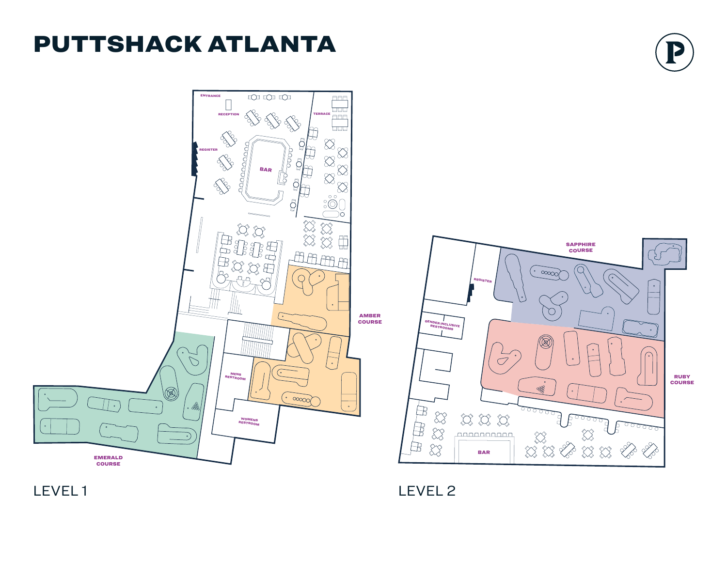# PUTTSHACK ATLANTA

ENTRANCE

RECEPTION

TERRACE

REGISTER

BAR

AMBER COURSE

MENS RESTROOM

WOMENS RESTROOM

EMERALD COURSE

LEVEL 1

SAPPHIRE COURSE

REGISTER

GENDER INCLUSIVE RESTROOMS

RUBY COURSE

BAR

LEVEL 2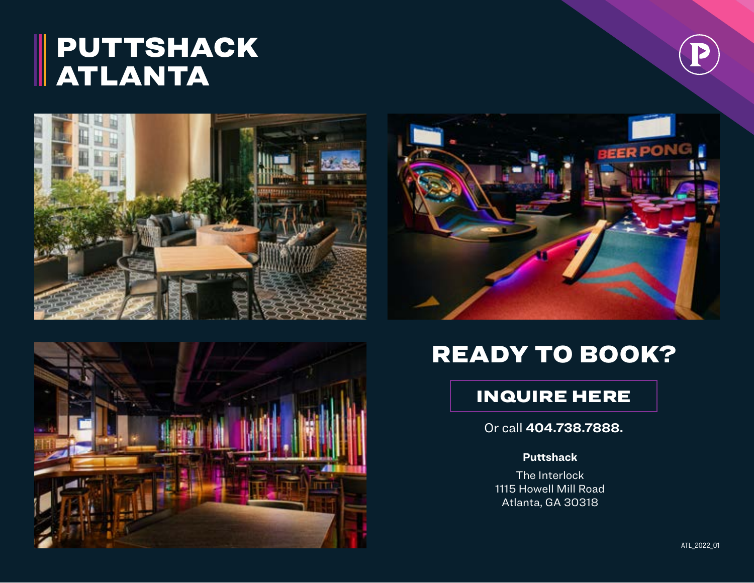# PUTTSHACK ATLANTA

## READY TO BOOK?

**INQUIRE HERE**

Or call **404.738.7888.**

**Puttshack**

The Interlock
1115 Howell Mill Road
Atlanta, GA 30318

ATL_2022_01